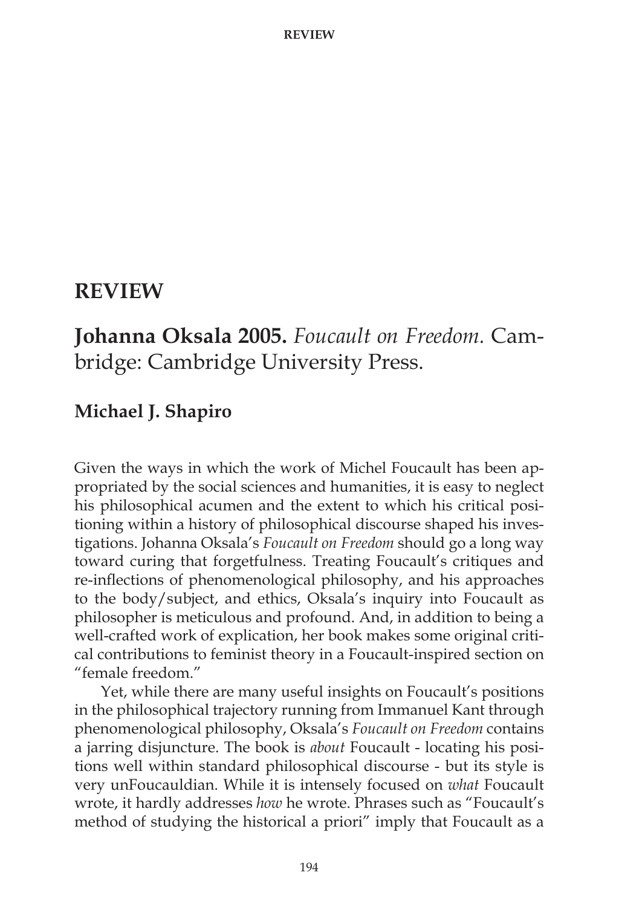# REVIEW

## **Johanna Oksala 2005.** *Foucault on Freedom.* Cambridge: Cambridge University Press.

### Michael J. Shapiro

Given the ways in which the work of Michel Foucault has been appropriated by the social sciences and humanities, it is easy to neglect his philosophical acumen and the extent to which his critical positioning within a history of philosophical discourse shaped his investigations. Johanna Oksala's *Foucault on Freedom* should go a long way toward curing that forgetfulness. Treating Foucault's critiques and re-inflections of phenomenological philosophy, and his approaches to the body/subject, and ethics, Oksala's inquiry into Foucault as philosopher is meticulous and profound. And, in addition to being a well-crafted work of explication, her book makes some original critical contributions to feminist theory in a Foucault-inspired section on "female freedom."

Yet, while there are many useful insights on Foucault's positions in the philosophical trajectory running from Immanuel Kant through phenomenological philosophy, Oksala's *Foucault on Freedom* contains a jarring disjuncture. The book is *about* Foucault - locating his positions well within standard philosophical discourse - but its style is very unFoucauldian. While it is intensely focused on *what* Foucault wrote, it hardly addresses *how* he wrote. Phrases such as "Foucault's method of studying the historical a priori" imply that Foucault as a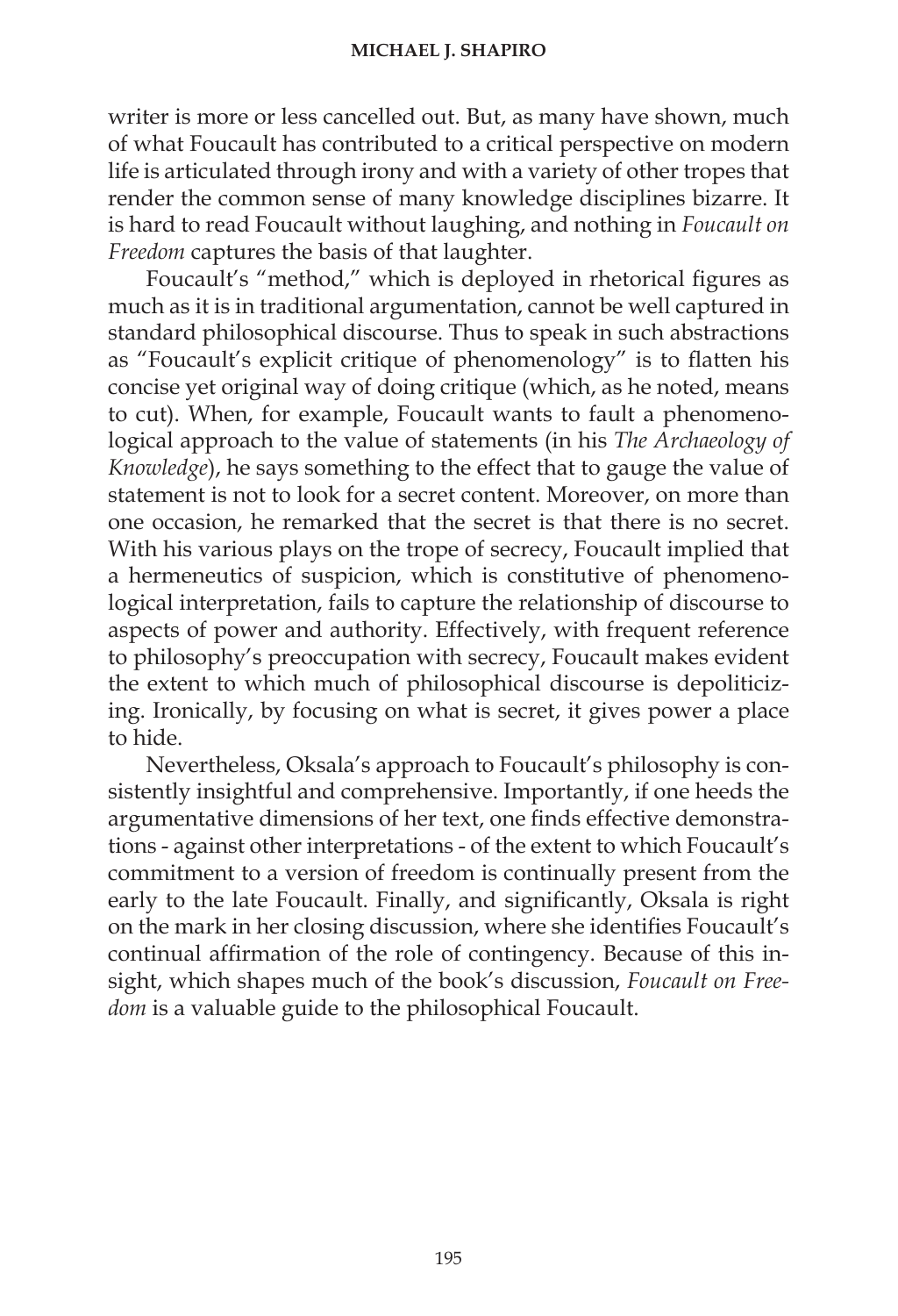writer is more or less cancelled out. But, as many have shown, much of what Foucault has contributed to a critical perspective on modern life is articulated through irony and with a variety of other tropes that render the common sense of many knowledge disciplines bizarre. It is hard to read Foucault without laughing, and nothing in *Foucault on Freedom* captures the basis of that laughter.

Foucault's "method," which is deployed in rhetorical figures as much as it is in traditional argumentation, cannot be well captured in standard philosophical discourse. Thus to speak in such abstractions as "Foucault's explicit critique of phenomenology" is to flatten his concise yet original way of doing critique (which, as he noted, means to cut). When, for example, Foucault wants to fault a phenomenological approach to the value of statements (in his *The Archaeology of Knowledge*), he says something to the effect that to gauge the value of statement is not to look for a secret content. Moreover, on more than one occasion, he remarked that the secret is that there is no secret. With his various plays on the trope of secrecy, Foucault implied that a hermeneutics of suspicion, which is constitutive of phenomenological interpretation, fails to capture the relationship of discourse to aspects of power and authority. Effectively, with frequent reference to philosophy's preoccupation with secrecy, Foucault makes evident the extent to which much of philosophical discourse is depoliticizing. Ironically, by focusing on what is secret, it gives power a place to hide.

Nevertheless, Oksala's approach to Foucault's philosophy is consistently insightful and comprehensive. Importantly, if one heeds the argumentative dimensions of her text, one finds effective demonstrations - against other interpretations - of the extent to which Foucault's commitment to a version of freedom is continually present from the early to the late Foucault. Finally, and significantly, Oksala is right on the mark in her closing discussion, where she identifies Foucault's continual affirmation of the role of contingency. Because of this insight, which shapes much of the book's discussion, *Foucault on Freedom* is a valuable guide to the philosophical Foucault.